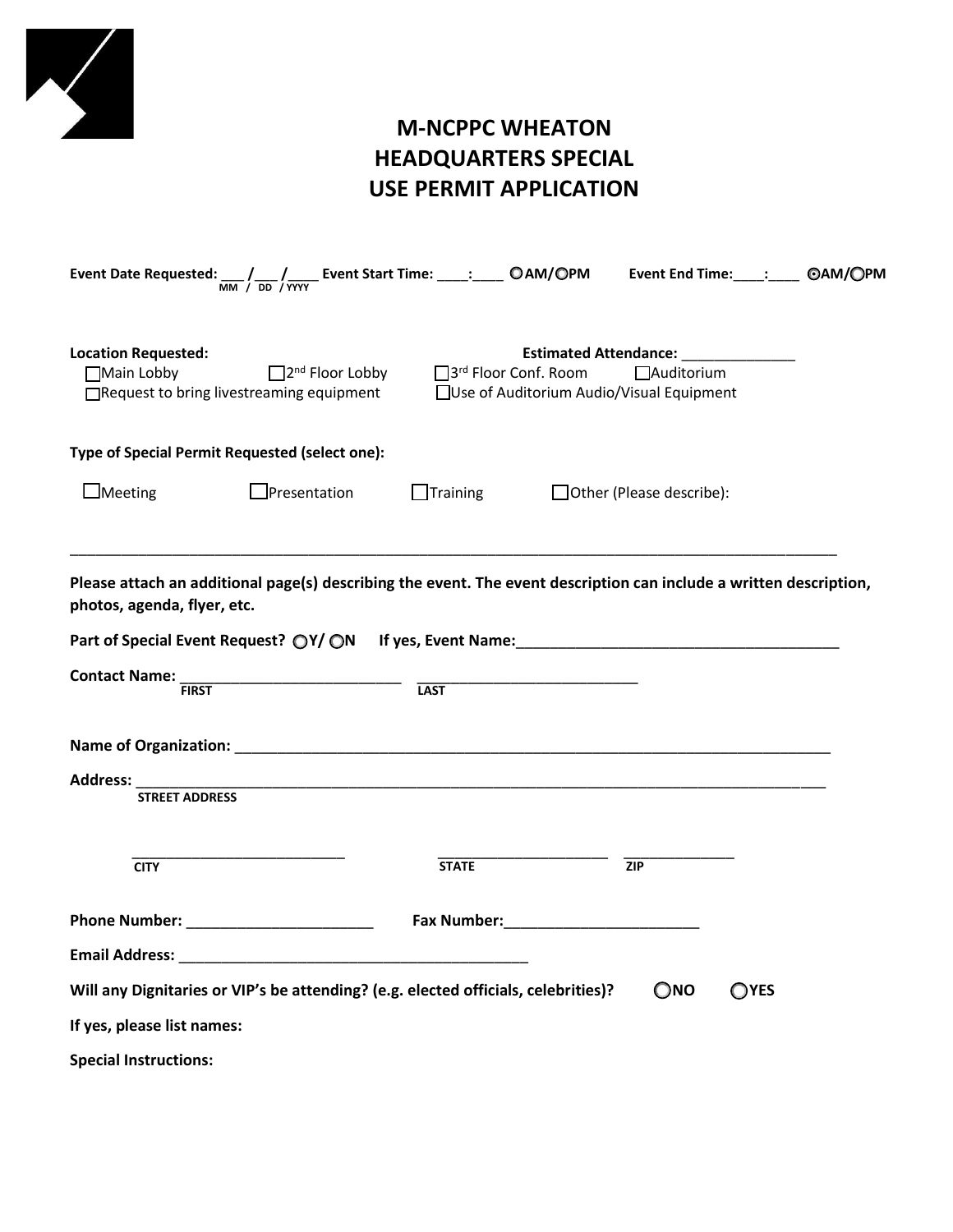# M-NCPPC WHEATON HEADQUARTERS SPECIAL USE PERMIT APPLICATION

**Event Date Requested:** ___ /___ /____ (MM / DD / YYYY) **Event Start Time:** ____:____ ○AM/○PM **Event End Time:**____:____ ◉AM/○PM

**Location Requested:** **Estimated Attendance:** ______________

☐Main Lobby ☐2[nd] Floor Lobby ☐3[rd] Floor Conf. Room ☐Auditorium

☐Request to bring livestreaming equipment ☐Use of Auditorium Audio/Visual Equipment

**Type of Special Permit Requested (select one):**

☐Meeting ☐Presentation ☐Training ☐Other (Please describe):

_______________________________________________________________________________________________

**Please attach an additional page(s) describing the event. The event description can include a written description, photos, agenda, flyer, etc.**

**Part of Special Event Request?** ○Y/ ○N **If yes, Event Name:**________________________________________

**Contact Name:** ___________________________ (FIRST) ___________________________ (LAST)

**Name of Organization:** ____________________________________________________________________________

**Address:** ______________________________________________________________________________________ (STREET ADDRESS)

___________________________ (CITY) ______________________ (STATE) ______________ (ZIP)

**Phone Number:** _______________________ **Fax Number:**________________________

**Email Address:** ___________________________________________

**Will any Dignitaries or VIP's be attending? (e.g. elected officials, celebrities)?** ○**NO** ○**YES**

**If yes, please list names:**

**Special Instructions:**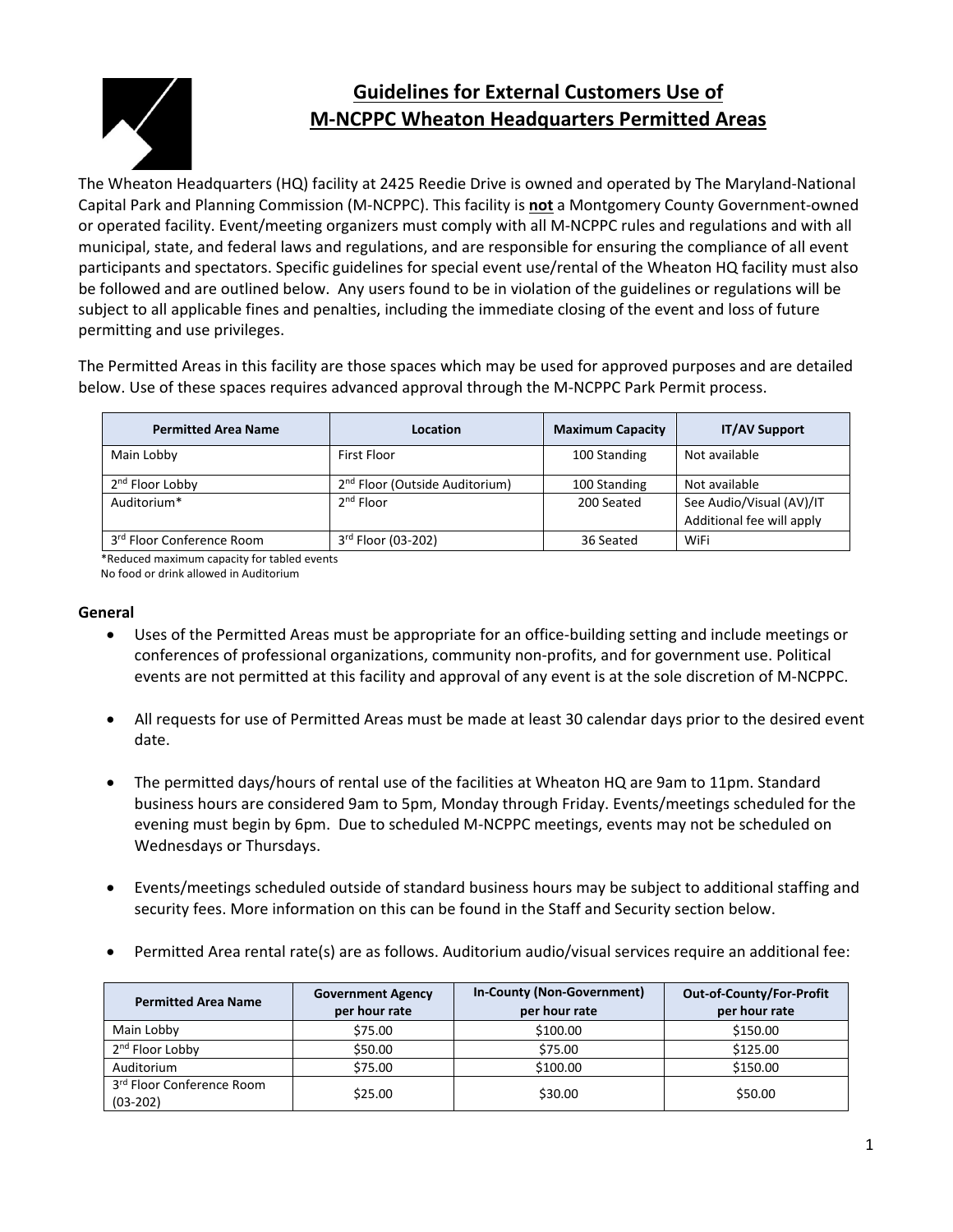# Guidelines for External Customers Use of M-NCPPC Wheaton Headquarters Permitted Areas

The Wheaton Headquarters (HQ) facility at 2425 Reedie Drive is owned and operated by The Maryland-National Capital Park and Planning Commission (M-NCPPC). This facility is **not** a Montgomery County Government-owned or operated facility. Event/meeting organizers must comply with all M-NCPPC rules and regulations and with all municipal, state, and federal laws and regulations, and are responsible for ensuring the compliance of all event participants and spectators. Specific guidelines for special event use/rental of the Wheaton HQ facility must also be followed and are outlined below. Any users found to be in violation of the guidelines or regulations will be subject to all applicable fines and penalties, including the immediate closing of the event and loss of future permitting and use privileges.

The Permitted Areas in this facility are those spaces which may be used for approved purposes and are detailed below. Use of these spaces requires advanced approval through the M-NCPPC Park Permit process.

| Permitted Area Name | Location | Maximum Capacity | IT/AV Support |
|---|---|---|---|
| Main Lobby | First Floor | 100 Standing | Not available |
| 2nd Floor Lobby | 2nd Floor (Outside Auditorium) | 100 Standing | Not available |
| Auditorium* | 2nd Floor | 200 Seated | See Audio/Visual (AV)/IT Additional fee will apply |
| 3rd Floor Conference Room | 3rd Floor (03-202) | 36 Seated | WiFi |

*Reduced maximum capacity for tabled events
No food or drink allowed in Auditorium

### General

- Uses of the Permitted Areas must be appropriate for an office-building setting and include meetings or conferences of professional organizations, community non-profits, and for government use. Political events are not permitted at this facility and approval of any event is at the sole discretion of M-NCPPC.

- All requests for use of Permitted Areas must be made at least 30 calendar days prior to the desired event date.

- The permitted days/hours of rental use of the facilities at Wheaton HQ are 9am to 11pm. Standard business hours are considered 9am to 5pm, Monday through Friday. Events/meetings scheduled for the evening must begin by 6pm. Due to scheduled M-NCPPC meetings, events may not be scheduled on Wednesdays or Thursdays.

- Events/meetings scheduled outside of standard business hours may be subject to additional staffing and security fees. More information on this can be found in the Staff and Security section below.

- Permitted Area rental rate(s) are as follows. Auditorium audio/visual services require an additional fee:

| Permitted Area Name | Government Agency per hour rate | In-County (Non-Government) per hour rate | Out-of-County/For-Profit per hour rate |
|---|---|---|---|
| Main Lobby | $75.00 | $100.00 | $150.00 |
| 2nd Floor Lobby | $50.00 | $75.00 | $125.00 |
| Auditorium | $75.00 | $100.00 | $150.00 |
| 3rd Floor Conference Room (03-202) | $25.00 | $30.00 | $50.00 |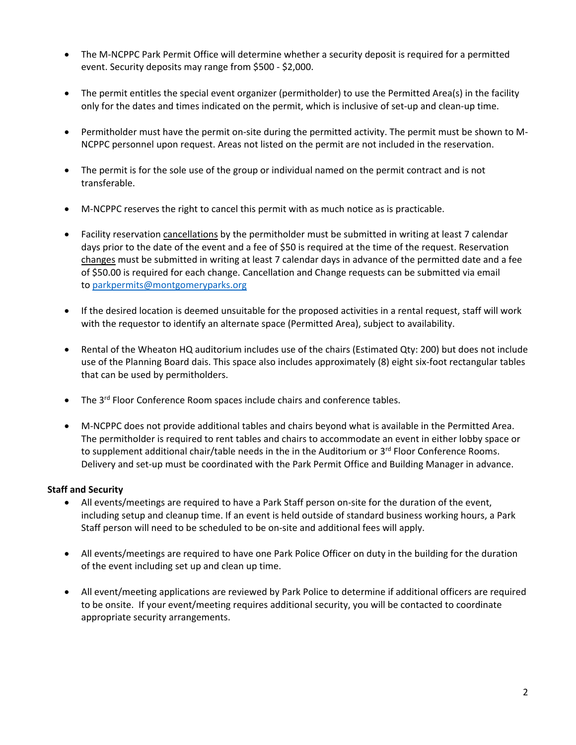- The M-NCPPC Park Permit Office will determine whether a security deposit is required for a permitted event. Security deposits may range from $500 - $2,000.

- The permit entitles the special event organizer (permitholder) to use the Permitted Area(s) in the facility only for the dates and times indicated on the permit, which is inclusive of set-up and clean-up time.

- Permitholder must have the permit on-site during the permitted activity. The permit must be shown to M-NCPPC personnel upon request. Areas not listed on the permit are not included in the reservation.

- The permit is for the sole use of the group or individual named on the permit contract and is not transferable.

- M-NCPPC reserves the right to cancel this permit with as much notice as is practicable.

- Facility reservation cancellations by the permitholder must be submitted in writing at least 7 calendar days prior to the date of the event and a fee of $50 is required at the time of the request. Reservation changes must be submitted in writing at least 7 calendar days in advance of the permitted date and a fee of $50.00 is required for each change. Cancellation and Change requests can be submitted via email to [parkpermits@montgomeryparks.org](mailto:parkpermits@montgomeryparks.org)

- If the desired location is deemed unsuitable for the proposed activities in a rental request, staff will work with the requestor to identify an alternate space (Permitted Area), subject to availability.

- Rental of the Wheaton HQ auditorium includes use of the chairs (Estimated Qty: 200) but does not include use of the Planning Board dais. This space also includes approximately (8) eight six-foot rectangular tables that can be used by permitholders.

- The 3rd Floor Conference Room spaces include chairs and conference tables.

- M-NCPPC does not provide additional tables and chairs beyond what is available in the Permitted Area. The permitholder is required to rent tables and chairs to accommodate an event in either lobby space or to supplement additional chair/table needs in the in the Auditorium or 3rd Floor Conference Rooms. Delivery and set-up must be coordinated with the Park Permit Office and Building Manager in advance.

**Staff and Security**

- All events/meetings are required to have a Park Staff person on-site for the duration of the event, including setup and cleanup time. If an event is held outside of standard business working hours, a Park Staff person will need to be scheduled to be on-site and additional fees will apply.

- All events/meetings are required to have one Park Police Officer on duty in the building for the duration of the event including set up and clean up time.

- All event/meeting applications are reviewed by Park Police to determine if additional officers are required to be onsite. If your event/meeting requires additional security, you will be contacted to coordinate appropriate security arrangements.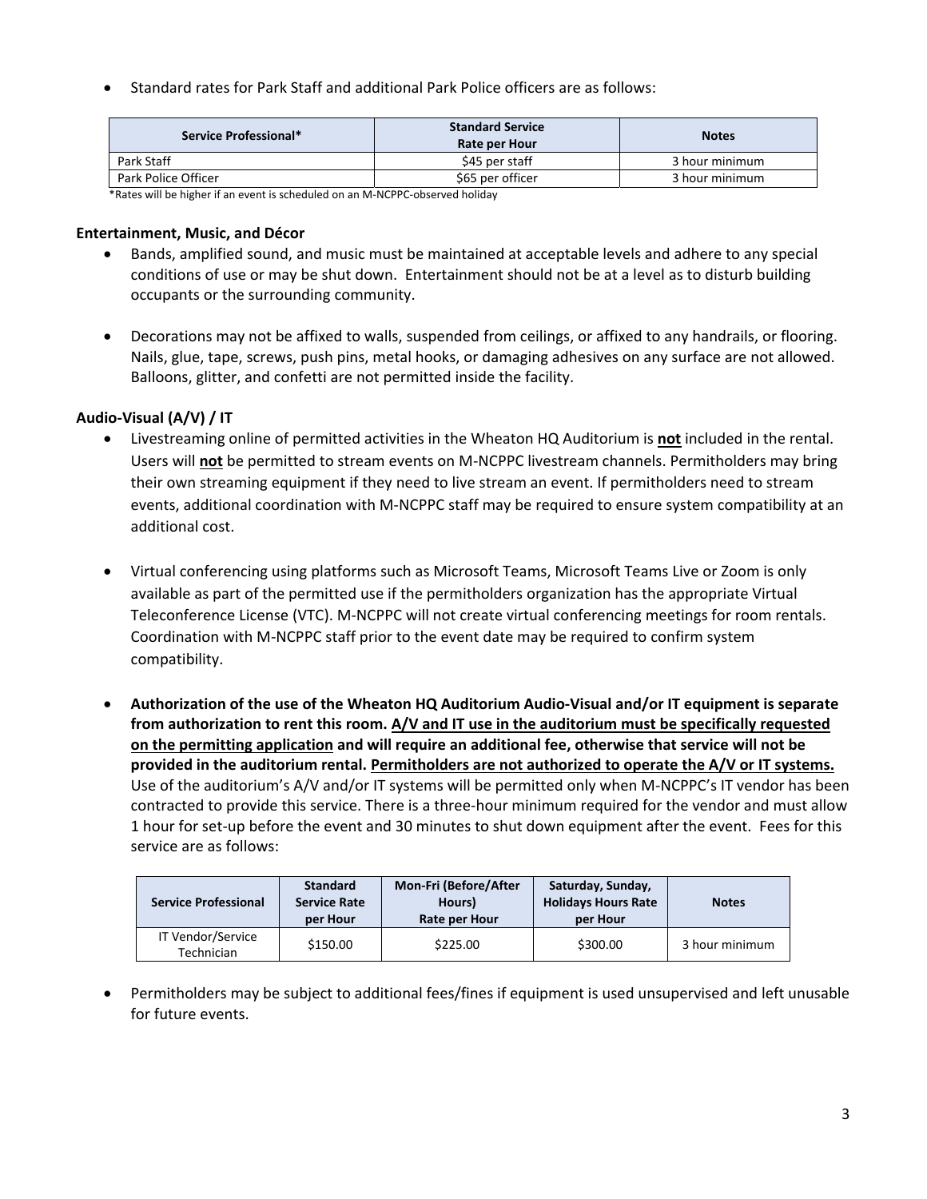- Standard rates for Park Staff and additional Park Police officers are as follows:

| Service Professional* | Standard Service Rate per Hour | Notes |
|---|---|---|
| Park Staff | $45 per staff | 3 hour minimum |
| Park Police Officer | $65 per officer | 3 hour minimum |

*Rates will be higher if an event is scheduled on an M-NCPPC-observed holiday

### Entertainment, Music, and Décor

- Bands, amplified sound, and music must be maintained at acceptable levels and adhere to any special conditions of use or may be shut down. Entertainment should not be at a level as to disturb building occupants or the surrounding community.

- Decorations may not be affixed to walls, suspended from ceilings, or affixed to any handrails, or flooring. Nails, glue, tape, screws, push pins, metal hooks, or damaging adhesives on any surface are not allowed. Balloons, glitter, and confetti are not permitted inside the facility.

### Audio-Visual (A/V) / IT

- Livestreaming online of permitted activities in the Wheaton HQ Auditorium is **not** included in the rental. Users will **not** be permitted to stream events on M-NCPPC livestream channels. Permitholders may bring their own streaming equipment if they need to live stream an event. If permitholders need to stream events, additional coordination with M-NCPPC staff may be required to ensure system compatibility at an additional cost.

- Virtual conferencing using platforms such as Microsoft Teams, Microsoft Teams Live or Zoom is only available as part of the permitted use if the permitholders organization has the appropriate Virtual Teleconference License (VTC). M-NCPPC will not create virtual conferencing meetings for room rentals. Coordination with M-NCPPC staff prior to the event date may be required to confirm system compatibility.

- **Authorization of the use of the Wheaton HQ Auditorium Audio-Visual and/or IT equipment is separate from authorization to rent this room. A/V and IT use in the auditorium must be specifically requested on the permitting application and will require an additional fee, otherwise that service will not be provided in the auditorium rental. Permitholders are not authorized to operate the A/V or IT systems.** Use of the auditorium's A/V and/or IT systems will be permitted only when M-NCPPC's IT vendor has been contracted to provide this service. There is a three-hour minimum required for the vendor and must allow 1 hour for set-up before the event and 30 minutes to shut down equipment after the event. Fees for this service are as follows:

| Service Professional | Standard Service Rate per Hour | Mon-Fri (Before/After Hours) Rate per Hour | Saturday, Sunday, Holidays Hours Rate per Hour | Notes |
|---|---|---|---|---|
| IT Vendor/Service Technician | $150.00 | $225.00 | $300.00 | 3 hour minimum |

- Permitholders may be subject to additional fees/fines if equipment is used unsupervised and left unusable for future events.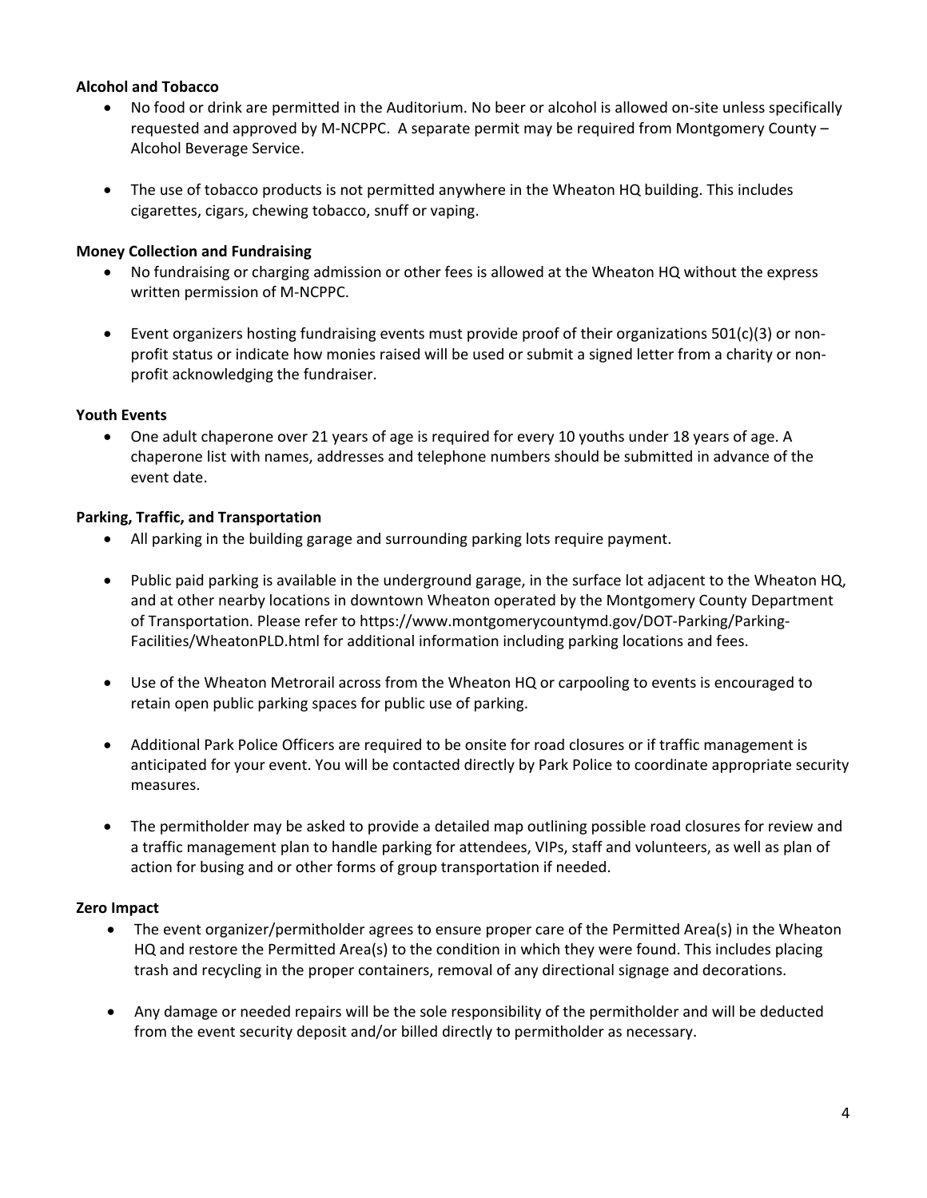**Alcohol and Tobacco**

- No food or drink are permitted in the Auditorium. No beer or alcohol is allowed on-site unless specifically requested and approved by M-NCPPC. A separate permit may be required from Montgomery County – Alcohol Beverage Service.

- The use of tobacco products is not permitted anywhere in the Wheaton HQ building. This includes cigarettes, cigars, chewing tobacco, snuff or vaping.

**Money Collection and Fundraising**

- No fundraising or charging admission or other fees is allowed at the Wheaton HQ without the express written permission of M-NCPPC.

- Event organizers hosting fundraising events must provide proof of their organizations 501(c)(3) or non-profit status or indicate how monies raised will be used or submit a signed letter from a charity or non-profit acknowledging the fundraiser.

**Youth Events**

- One adult chaperone over 21 years of age is required for every 10 youths under 18 years of age. A chaperone list with names, addresses and telephone numbers should be submitted in advance of the event date.

**Parking, Traffic, and Transportation**

- All parking in the building garage and surrounding parking lots require payment.

- Public paid parking is available in the underground garage, in the surface lot adjacent to the Wheaton HQ, and at other nearby locations in downtown Wheaton operated by the Montgomery County Department of Transportation. Please refer to https://www.montgomerycountymd.gov/DOT-Parking/Parking-Facilities/WheatonPLD.html for additional information including parking locations and fees.

- Use of the Wheaton Metrorail across from the Wheaton HQ or carpooling to events is encouraged to retain open public parking spaces for public use of parking.

- Additional Park Police Officers are required to be onsite for road closures or if traffic management is anticipated for your event. You will be contacted directly by Park Police to coordinate appropriate security measures.

- The permitholder may be asked to provide a detailed map outlining possible road closures for review and a traffic management plan to handle parking for attendees, VIPs, staff and volunteers, as well as plan of action for busing and or other forms of group transportation if needed.

**Zero Impact**

- The event organizer/permitholder agrees to ensure proper care of the Permitted Area(s) in the Wheaton HQ and restore the Permitted Area(s) to the condition in which they were found. This includes placing trash and recycling in the proper containers, removal of any directional signage and decorations.

- Any damage or needed repairs will be the sole responsibility of the permitholder and will be deducted from the event security deposit and/or billed directly to permitholder as necessary.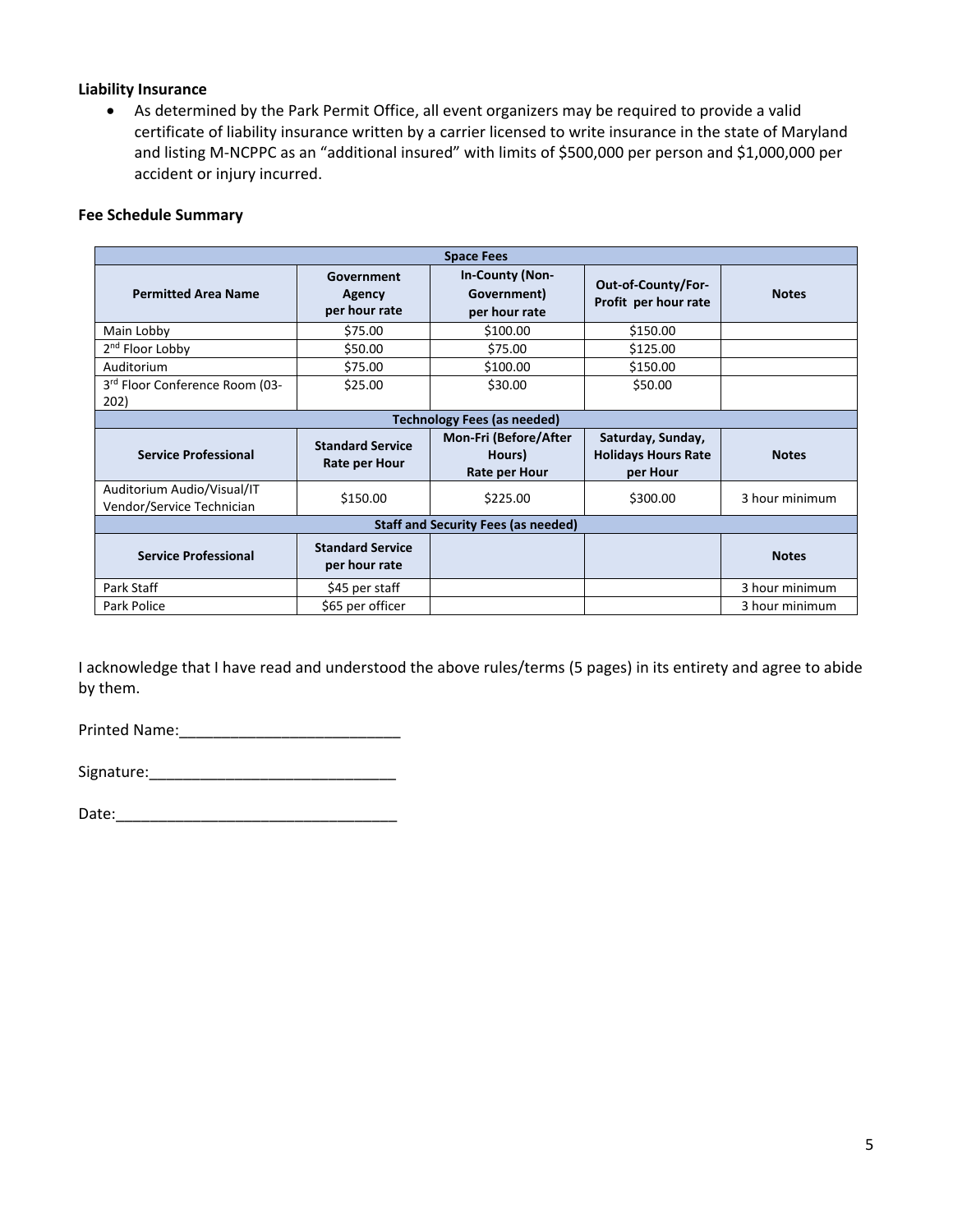**Liability Insurance**

- As determined by the Park Permit Office, all event organizers may be required to provide a valid certificate of liability insurance written by a carrier licensed to write insurance in the state of Maryland and listing M-NCPPC as an "additional insured" with limits of $500,000 per person and $1,000,000 per accident or injury incurred.

**Fee Schedule Summary**

| Space Fees | | | | |
|---|---|---|---|---|
| **Permitted Area Name** | **Government Agency per hour rate** | **In-County (Non-Government) per hour rate** | **Out-of-County/For-Profit per hour rate** | **Notes** |
| Main Lobby | $75.00 | $100.00 | $150.00 | |
| 2nd Floor Lobby | $50.00 | $75.00 | $125.00 | |
| Auditorium | $75.00 | $100.00 | $150.00 | |
| 3rd Floor Conference Room (03-202) | $25.00 | $30.00 | $50.00 | |
| **Technology Fees (as needed)** | | | | |
| **Service Professional** | **Standard Service Rate per Hour** | **Mon-Fri (Before/After Hours) Rate per Hour** | **Saturday, Sunday, Holidays Hours Rate per Hour** | **Notes** |
| Auditorium Audio/Visual/IT Vendor/Service Technician | $150.00 | $225.00 | $300.00 | 3 hour minimum |
| **Staff and Security Fees (as needed)** | | | | |
| **Service Professional** | **Standard Service per hour rate** | | | **Notes** |
| Park Staff | $45 per staff | | | 3 hour minimum |
| Park Police | $65 per officer | | | 3 hour minimum |

I acknowledge that I have read and understood the above rules/terms (5 pages) in its entirety and agree to abide by them.

Printed Name:__________________________

Signature:_____________________________

Date:_________________________________